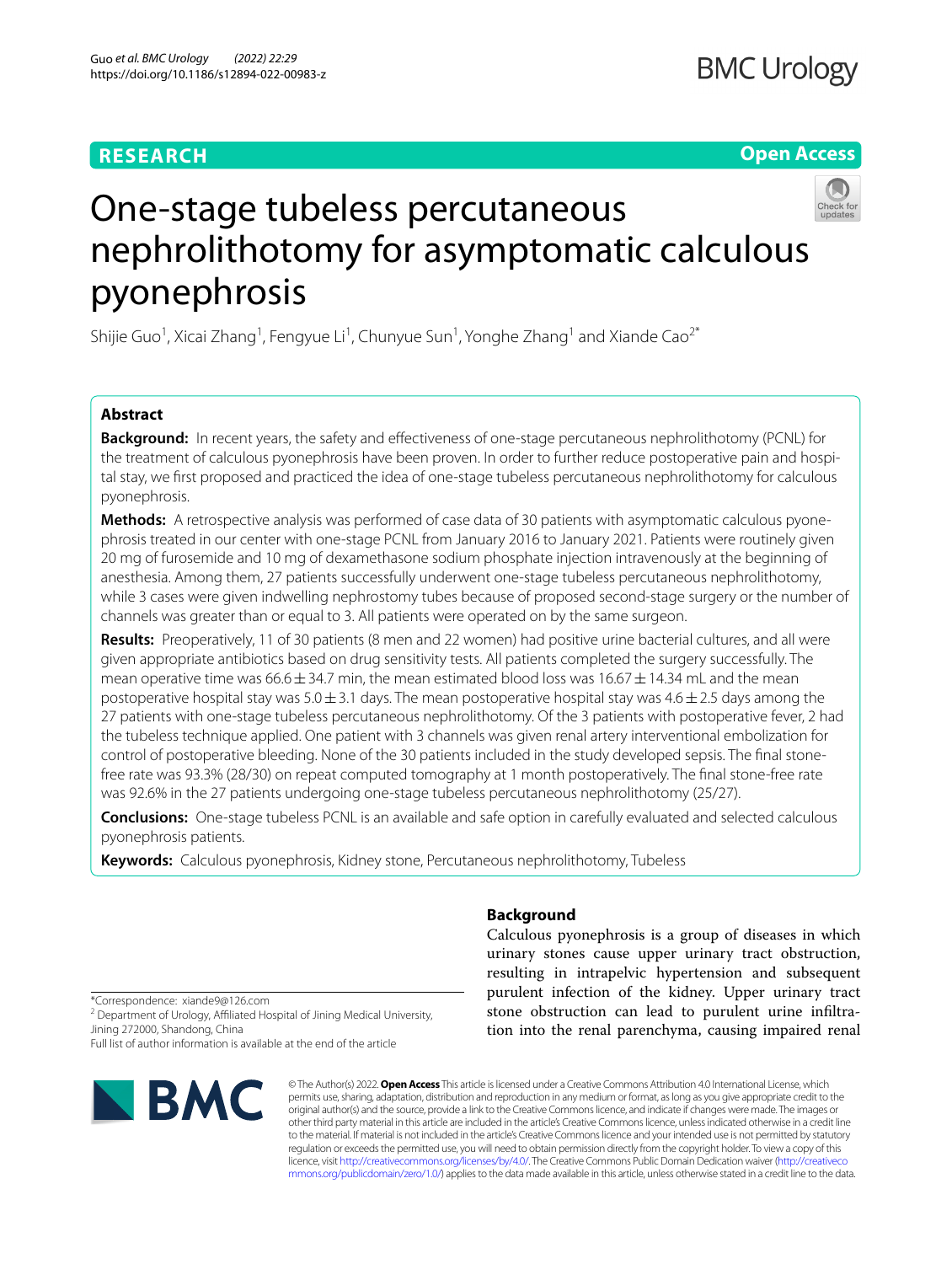RESEARCH

Open Access

# One-stage tubeless percutaneous nephrolithotomy for asymptomatic calculous pyonephrosis

Shijie Guo[1], Xicai Zhang[1], Fengyue Li[1], Chunyue Sun[1], Yonghe Zhang[1] and Xiande Cao[2*]

## Abstract

**Background:** In recent years, the safety and effectiveness of one-stage percutaneous nephrolithotomy (PCNL) for the treatment of calculous pyonephrosis have been proven. In order to further reduce postoperative pain and hospital stay, we first proposed and practiced the idea of one-stage tubeless percutaneous nephrolithotomy for calculous pyonephrosis.

**Methods:** A retrospective analysis was performed of case data of 30 patients with asymptomatic calculous pyonephrosis treated in our center with one-stage PCNL from January 2016 to January 2021. Patients were routinely given 20 mg of furosemide and 10 mg of dexamethasone sodium phosphate injection intravenously at the beginning of anesthesia. Among them, 27 patients successfully underwent one-stage tubeless percutaneous nephrolithotomy, while 3 cases were given indwelling nephrostomy tubes because of proposed second-stage surgery or the number of channels was greater than or equal to 3. All patients were operated on by the same surgeon.

**Results:** Preoperatively, 11 of 30 patients (8 men and 22 women) had positive urine bacterial cultures, and all were given appropriate antibiotics based on drug sensitivity tests. All patients completed the surgery successfully. The mean operative time was 66.6 ± 34.7 min, the mean estimated blood loss was 16.67 ± 14.34 mL and the mean postoperative hospital stay was 5.0 ± 3.1 days. The mean postoperative hospital stay was 4.6 ± 2.5 days among the 27 patients with one-stage tubeless percutaneous nephrolithotomy. Of the 3 patients with postoperative fever, 2 had the tubeless technique applied. One patient with 3 channels was given renal artery interventional embolization for control of postoperative bleeding. None of the 30 patients included in the study developed sepsis. The final stone-free rate was 93.3% (28/30) on repeat computed tomography at 1 month postoperatively. The final stone-free rate was 92.6% in the 27 patients undergoing one-stage tubeless percutaneous nephrolithotomy (25/27).

**Conclusions:** One-stage tubeless PCNL is an available and safe option in carefully evaluated and selected calculous pyonephrosis patients.

**Keywords:** Calculous pyonephrosis, Kidney stone, Percutaneous nephrolithotomy, Tubeless

## Background

Calculous pyonephrosis is a group of diseases in which urinary stones cause upper urinary tract obstruction, resulting in intrapelvic hypertension and subsequent purulent infection of the kidney. Upper urinary tract stone obstruction can lead to purulent urine infiltration into the renal parenchyma, causing impaired renal

*Correspondence: xiande9@126.com
[2] Department of Urology, Affiliated Hospital of Jining Medical University, Jining 272000, Shandong, China
Full list of author information is available at the end of the article

© The Author(s) 2022. **Open Access** This article is licensed under a Creative Commons Attribution 4.0 International License, which permits use, sharing, adaptation, distribution and reproduction in any medium or format, as long as you give appropriate credit to the original author(s) and the source, provide a link to the Creative Commons licence, and indicate if changes were made. The images or other third party material in this article are included in the article's Creative Commons licence, unless indicated otherwise in a credit line to the material. If material is not included in the article's Creative Commons licence and your intended use is not permitted by statutory regulation or exceeds the permitted use, you will need to obtain permission directly from the copyright holder. To view a copy of this licence, visit http://creativecommons.org/licenses/by/4.0/. The Creative Commons Public Domain Dedication waiver (http://creativecommons.org/publicdomain/zero/1.0/) applies to the data made available in this article, unless otherwise stated in a credit line to the data.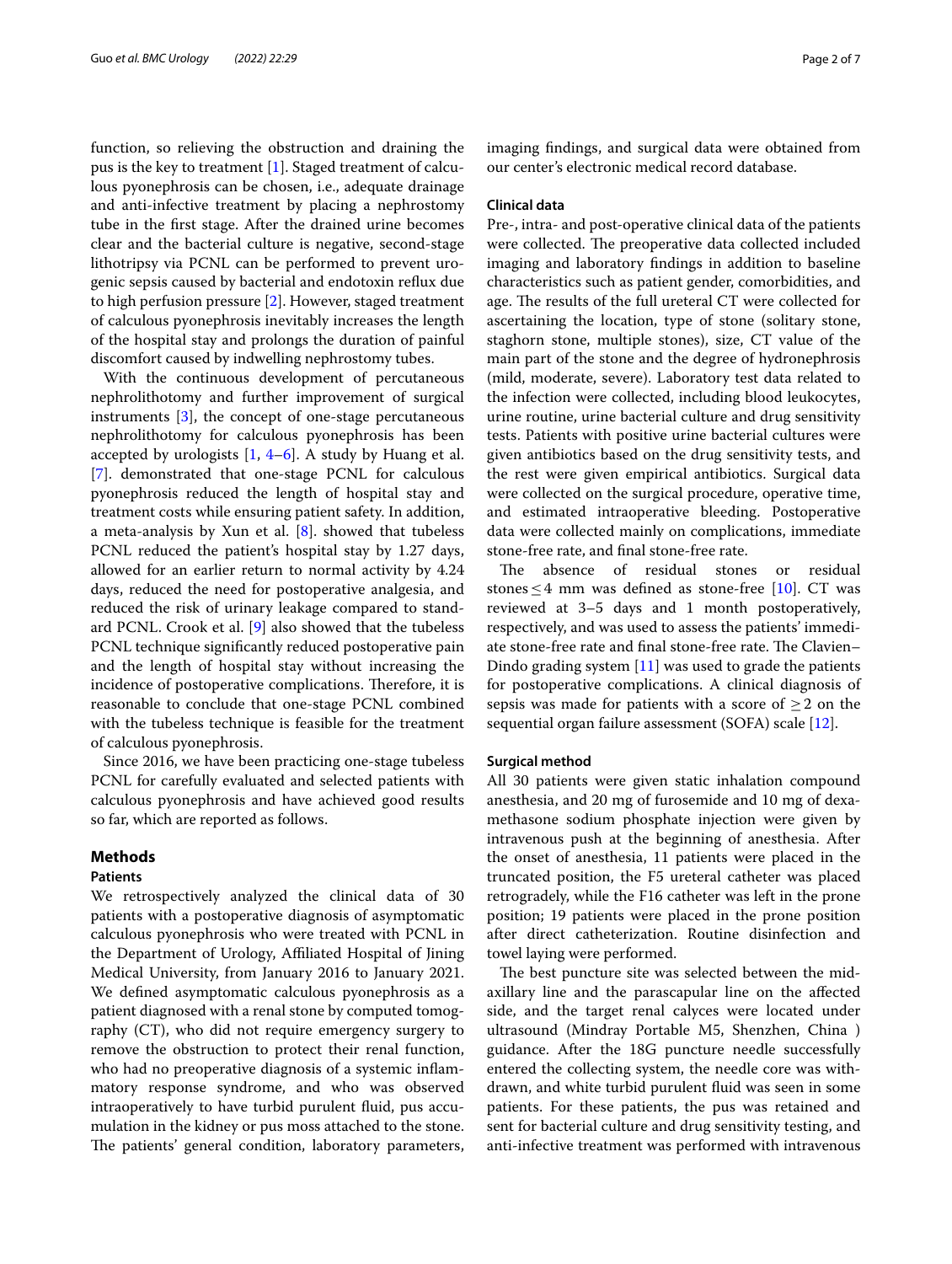function, so relieving the obstruction and draining the pus is the key to treatment [1]. Staged treatment of calculous pyonephrosis can be chosen, i.e., adequate drainage and anti-infective treatment by placing a nephrostomy tube in the first stage. After the drained urine becomes clear and the bacterial culture is negative, second-stage lithotripsy via PCNL can be performed to prevent urogenic sepsis caused by bacterial and endotoxin reflux due to high perfusion pressure [2]. However, staged treatment of calculous pyonephrosis inevitably increases the length of the hospital stay and prolongs the duration of painful discomfort caused by indwelling nephrostomy tubes.

With the continuous development of percutaneous nephrolithotomy and further improvement of surgical instruments [3], the concept of one-stage percutaneous nephrolithotomy for calculous pyonephrosis has been accepted by urologists [1, 4–6]. A study by Huang et al. [7]. demonstrated that one-stage PCNL for calculous pyonephrosis reduced the length of hospital stay and treatment costs while ensuring patient safety. In addition, a meta-analysis by Xun et al. [8]. showed that tubeless PCNL reduced the patient's hospital stay by 1.27 days, allowed for an earlier return to normal activity by 4.24 days, reduced the need for postoperative analgesia, and reduced the risk of urinary leakage compared to standard PCNL. Crook et al. [9] also showed that the tubeless PCNL technique significantly reduced postoperative pain and the length of hospital stay without increasing the incidence of postoperative complications. Therefore, it is reasonable to conclude that one-stage PCNL combined with the tubeless technique is feasible for the treatment of calculous pyonephrosis.

Since 2016, we have been practicing one-stage tubeless PCNL for carefully evaluated and selected patients with calculous pyonephrosis and have achieved good results so far, which are reported as follows.

## Methods

### Patients

We retrospectively analyzed the clinical data of 30 patients with a postoperative diagnosis of asymptomatic calculous pyonephrosis who were treated with PCNL in the Department of Urology, Affiliated Hospital of Jining Medical University, from January 2016 to January 2021. We defined asymptomatic calculous pyonephrosis as a patient diagnosed with a renal stone by computed tomography (CT), who did not require emergency surgery to remove the obstruction to protect their renal function, who had no preoperative diagnosis of a systemic inflammatory response syndrome, and who was observed intraoperatively to have turbid purulent fluid, pus accumulation in the kidney or pus moss attached to the stone. The patients' general condition, laboratory parameters, imaging findings, and surgical data were obtained from our center's electronic medical record database.

### Clinical data

Pre-, intra- and post-operative clinical data of the patients were collected. The preoperative data collected included imaging and laboratory findings in addition to baseline characteristics such as patient gender, comorbidities, and age. The results of the full ureteral CT were collected for ascertaining the location, type of stone (solitary stone, staghorn stone, multiple stones), size, CT value of the main part of the stone and the degree of hydronephrosis (mild, moderate, severe). Laboratory test data related to the infection were collected, including blood leukocytes, urine routine, urine bacterial culture and drug sensitivity tests. Patients with positive urine bacterial cultures were given antibiotics based on the drug sensitivity tests, and the rest were given empirical antibiotics. Surgical data were collected on the surgical procedure, operative time, and estimated intraoperative bleeding. Postoperative data were collected mainly on complications, immediate stone-free rate, and final stone-free rate.

The absence of residual stones or residual stones $\leq 4$ mm was defined as stone-free [10]. CT was reviewed at 3–5 days and 1 month postoperatively, respectively, and was used to assess the patients' immediate stone-free rate and final stone-free rate. The Clavien–Dindo grading system [11] was used to grade the patients for postoperative complications. A clinical diagnosis of sepsis was made for patients with a score of $\geq 2$ on the sequential organ failure assessment (SOFA) scale [12].

### Surgical method

All 30 patients were given static inhalation compound anesthesia, and 20 mg of furosemide and 10 mg of dexamethasone sodium phosphate injection were given by intravenous push at the beginning of anesthesia. After the onset of anesthesia, 11 patients were placed in the truncated position, the F5 ureteral catheter was placed retrogradely, while the F16 catheter was left in the prone position; 19 patients were placed in the prone position after direct catheterization. Routine disinfection and towel laying were performed.

The best puncture site was selected between the mid-axillary line and the parascapular line on the affected side, and the target renal calyces were located under ultrasound (Mindray Portable M5, Shenzhen, China ) guidance. After the 18G puncture needle successfully entered the collecting system, the needle core was withdrawn, and white turbid purulent fluid was seen in some patients. For these patients, the pus was retained and sent for bacterial culture and drug sensitivity testing, and anti-infective treatment was performed with intravenous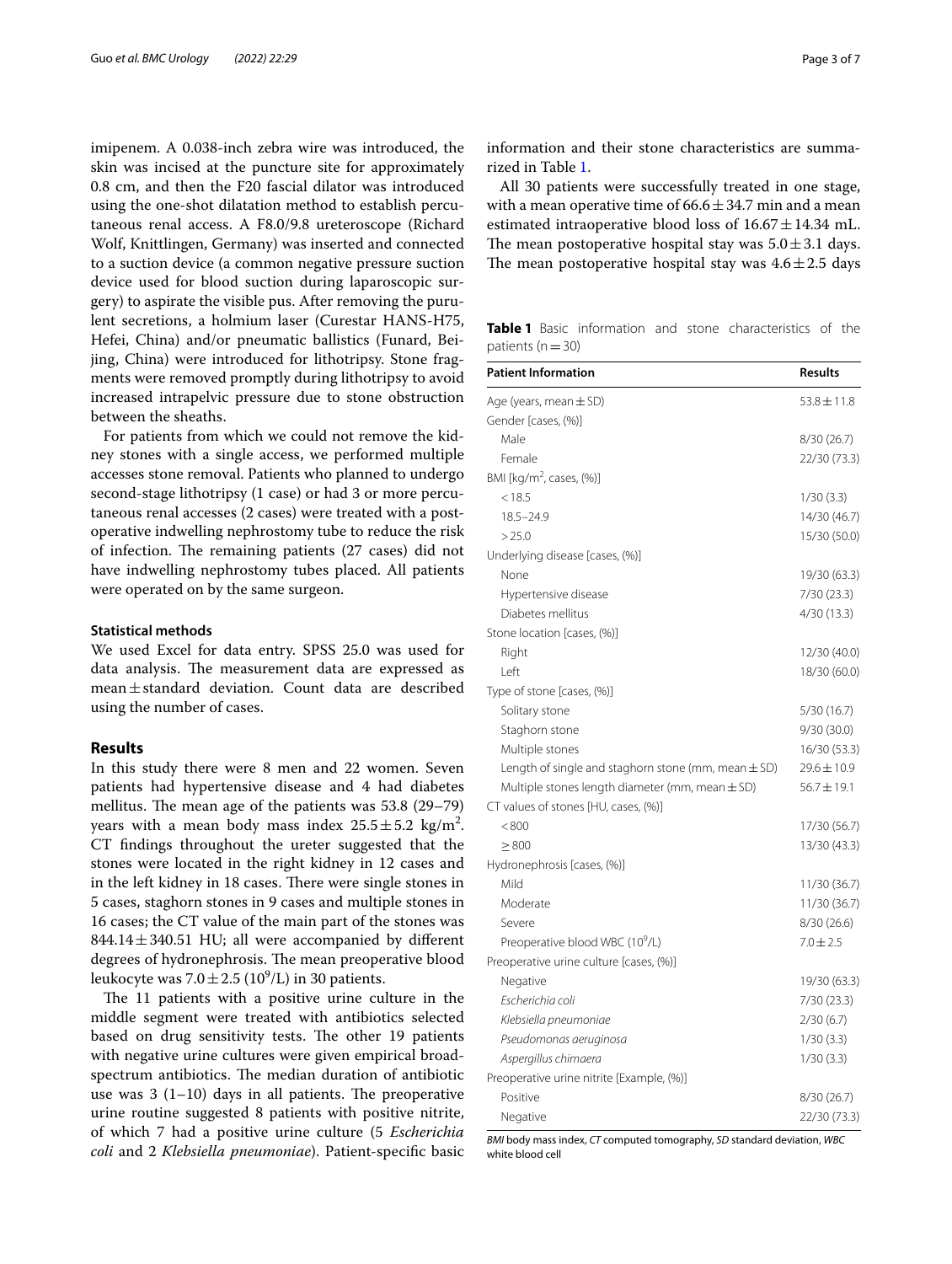imipenem. A 0.038-inch zebra wire was introduced, the skin was incised at the puncture site for approximately 0.8 cm, and then the F20 fascial dilator was introduced using the one-shot dilatation method to establish percutaneous renal access. A F8.0/9.8 ureteroscope (Richard Wolf, Knittlingen, Germany) was inserted and connected to a suction device (a common negative pressure suction device used for blood suction during laparoscopic surgery) to aspirate the visible pus. After removing the purulent secretions, a holmium laser (Curestar HANS-H75, Hefei, China) and/or pneumatic ballistics (Funard, Beijing, China) were introduced for lithotripsy. Stone fragments were removed promptly during lithotripsy to avoid increased intrapelvic pressure due to stone obstruction between the sheaths.

For patients from which we could not remove the kidney stones with a single access, we performed multiple accesses stone removal. Patients who planned to undergo second-stage lithotripsy (1 case) or had 3 or more percutaneous renal accesses (2 cases) were treated with a postoperative indwelling nephrostomy tube to reduce the risk of infection. The remaining patients (27 cases) did not have indwelling nephrostomy tubes placed. All patients were operated on by the same surgeon.

### Statistical methods

We used Excel for data entry. SPSS 25.0 was used for data analysis. The measurement data are expressed as mean ± standard deviation. Count data are described using the number of cases.

## Results

In this study there were 8 men and 22 women. Seven patients had hypertensive disease and 4 had diabetes mellitus. The mean age of the patients was 53.8 (29–79) years with a mean body mass index $25.5 \pm 5.2$ kg/m$^2$. CT findings throughout the ureter suggested that the stones were located in the right kidney in 12 cases and in the left kidney in 18 cases. There were single stones in 5 cases, staghorn stones in 9 cases and multiple stones in 16 cases; the CT value of the main part of the stones was $844.14 \pm 340.51$ HU; all were accompanied by different degrees of hydronephrosis. The mean preoperative blood leukocyte was $7.0 \pm 2.5$ ($10^9$/L) in 30 patients.

The 11 patients with a positive urine culture in the middle segment were treated with antibiotics selected based on drug sensitivity tests. The other 19 patients with negative urine cultures were given empirical broad-spectrum antibiotics. The median duration of antibiotic use was 3 (1–10) days in all patients. The preoperative urine routine suggested 8 patients with positive nitrite, of which 7 had a positive urine culture (5 *Escherichia coli* and 2 *Klebsiella pneumoniae*). Patient-specific basic information and their stone characteristics are summarized in Table 1.

All 30 patients were successfully treated in one stage, with a mean operative time of $66.6 \pm 34.7$ min and a mean estimated intraoperative blood loss of $16.67 \pm 14.34$ mL. The mean postoperative hospital stay was $5.0 \pm 3.1$ days. The mean postoperative hospital stay was $4.6 \pm 2.5$ days

**Table 1** Basic information and stone characteristics of the patients (n = 30)

| Patient Information | Results |
|---|---|
| Age (years, mean ± SD) | 53.8 ± 11.8 |
| Gender [cases, (%)] | |
| Male | 8/30 (26.7) |
| Female | 22/30 (73.3) |
| BMI [kg/m$^2$, cases, (%)] | |
| < 18.5 | 1/30 (3.3) |
| 18.5–24.9 | 14/30 (46.7) |
| > 25.0 | 15/30 (50.0) |
| Underlying disease [cases, (%)] | |
| None | 19/30 (63.3) |
| Hypertensive disease | 7/30 (23.3) |
| Diabetes mellitus | 4/30 (13.3) |
| Stone location [cases, (%)] | |
| Right | 12/30 (40.0) |
| Left | 18/30 (60.0) |
| Type of stone [cases, (%)] | |
| Solitary stone | 5/30 (16.7) |
| Staghorn stone | 9/30 (30.0) |
| Multiple stones | 16/30 (53.3) |
| Length of single and staghorn stone (mm, mean ± SD) | 29.6 ± 10.9 |
| Multiple stones length diameter (mm, mean ± SD) | 56.7 ± 19.1 |
| CT values of stones [HU, cases, (%)] | |
| < 800 | 17/30 (56.7) |
| ≥ 800 | 13/30 (43.3) |
| Hydronephrosis [cases, (%)] | |
| Mild | 11/30 (36.7) |
| Moderate | 11/30 (36.7) |
| Severe | 8/30 (26.6) |
| Preoperative blood WBC ($10^9$/L) | 7.0 ± 2.5 |
| Preoperative urine culture [cases, (%)] | |
| Negative | 19/30 (63.3) |
| *Escherichia coli* | 7/30 (23.3) |
| *Klebsiella pneumoniae* | 2/30 (6.7) |
| *Pseudomonas aeruginosa* | 1/30 (3.3) |
| *Aspergillus chimaera* | 1/30 (3.3) |
| Preoperative urine nitrite [Example, (%)] | |
| Positive | 8/30 (26.7) |
| Negative | 22/30 (73.3) |

*BMI* body mass index, *CT* computed tomography, *SD* standard deviation, *WBC* white blood cell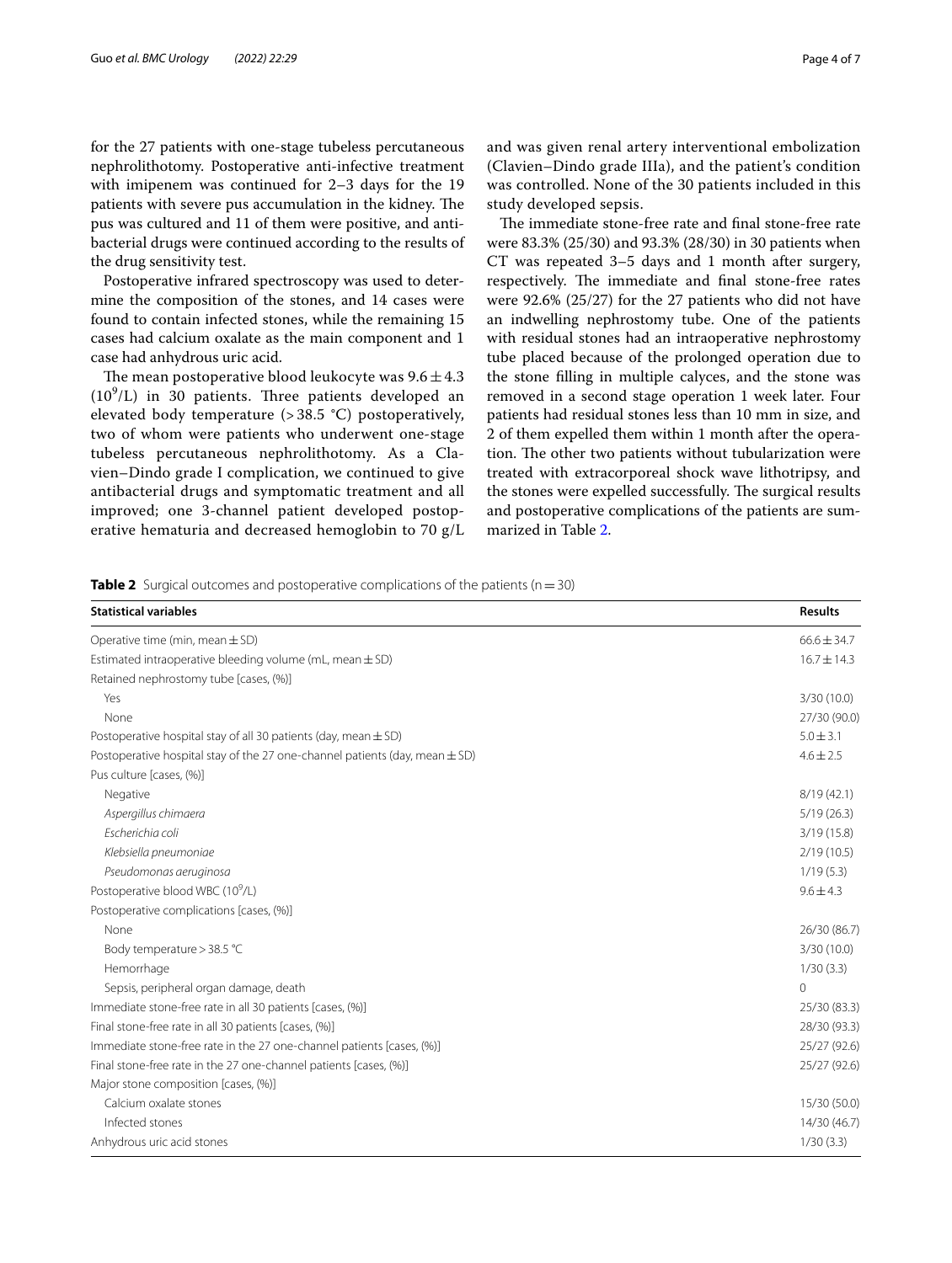for the 27 patients with one-stage tubeless percutaneous nephrolithotomy. Postoperative anti-infective treatment with imipenem was continued for 2–3 days for the 19 patients with severe pus accumulation in the kidney. The pus was cultured and 11 of them were positive, and antibacterial drugs were continued according to the results of the drug sensitivity test.

Postoperative infrared spectroscopy was used to determine the composition of the stones, and 14 cases were found to contain infected stones, while the remaining 15 cases had calcium oxalate as the main component and 1 case had anhydrous uric acid.

The mean postoperative blood leukocyte was $9.6 \pm 4.3$ ($10^9$/L) in 30 patients. Three patients developed an elevated body temperature (> 38.5 °C) postoperatively, two of whom were patients who underwent one-stage tubeless percutaneous nephrolithotomy. As a Clavien–Dindo grade I complication, we continued to give antibacterial drugs and symptomatic treatment and all improved; one 3-channel patient developed postoperative hematuria and decreased hemoglobin to 70 g/L and was given renal artery interventional embolization (Clavien–Dindo grade IIIa), and the patient's condition was controlled. None of the 30 patients included in this study developed sepsis.

The immediate stone-free rate and final stone-free rate were 83.3% (25/30) and 93.3% (28/30) in 30 patients when CT was repeated 3–5 days and 1 month after surgery, respectively. The immediate and final stone-free rates were 92.6% (25/27) for the 27 patients who did not have an indwelling nephrostomy tube. One of the patients with residual stones had an intraoperative nephrostomy tube placed because of the prolonged operation due to the stone filling in multiple calyces, and the stone was removed in a second stage operation 1 week later. Four patients had residual stones less than 10 mm in size, and 2 of them expelled them within 1 month after the operation. The other two patients without tubularization were treated with extracorporeal shock wave lithotripsy, and the stones were expelled successfully. The surgical results and postoperative complications of the patients are summarized in Table 2.

**Table 2** Surgical outcomes and postoperative complications of the patients (n = 30)

| Statistical variables | Results |
|---|---|
| Operative time (min, mean ± SD) | 66.6 ± 34.7 |
| Estimated intraoperative bleeding volume (mL, mean ± SD) | 16.7 ± 14.3 |
| Retained nephrostomy tube [cases, (%)] | |
| Yes | 3/30 (10.0) |
| None | 27/30 (90.0) |
| Postoperative hospital stay of all 30 patients (day, mean ± SD) | 5.0 ± 3.1 |
| Postoperative hospital stay of the 27 one-channel patients (day, mean ± SD) | 4.6 ± 2.5 |
| Pus culture [cases, (%)] | |
| Negative | 8/19 (42.1) |
| *Aspergillus chimaera* | 5/19 (26.3) |
| *Escherichia coli* | 3/19 (15.8) |
| *Klebsiella pneumoniae* | 2/19 (10.5) |
| *Pseudomonas aeruginosa* | 1/19 (5.3) |
| Postoperative blood WBC ($10^9$/L) | 9.6 ± 4.3 |
| Postoperative complications [cases, (%)] | |
| None | 26/30 (86.7) |
| Body temperature > 38.5 °C | 3/30 (10.0) |
| Hemorrhage | 1/30 (3.3) |
| Sepsis, peripheral organ damage, death | 0 |
| Immediate stone-free rate in all 30 patients [cases, (%)] | 25/30 (83.3) |
| Final stone-free rate in all 30 patients [cases, (%)] | 28/30 (93.3) |
| Immediate stone-free rate in the 27 one-channel patients [cases, (%)] | 25/27 (92.6) |
| Final stone-free rate in the 27 one-channel patients [cases, (%)] | 25/27 (92.6) |
| Major stone composition [cases, (%)] | |
| Calcium oxalate stones | 15/30 (50.0) |
| Infected stones | 14/30 (46.7) |
| Anhydrous uric acid stones | 1/30 (3.3) |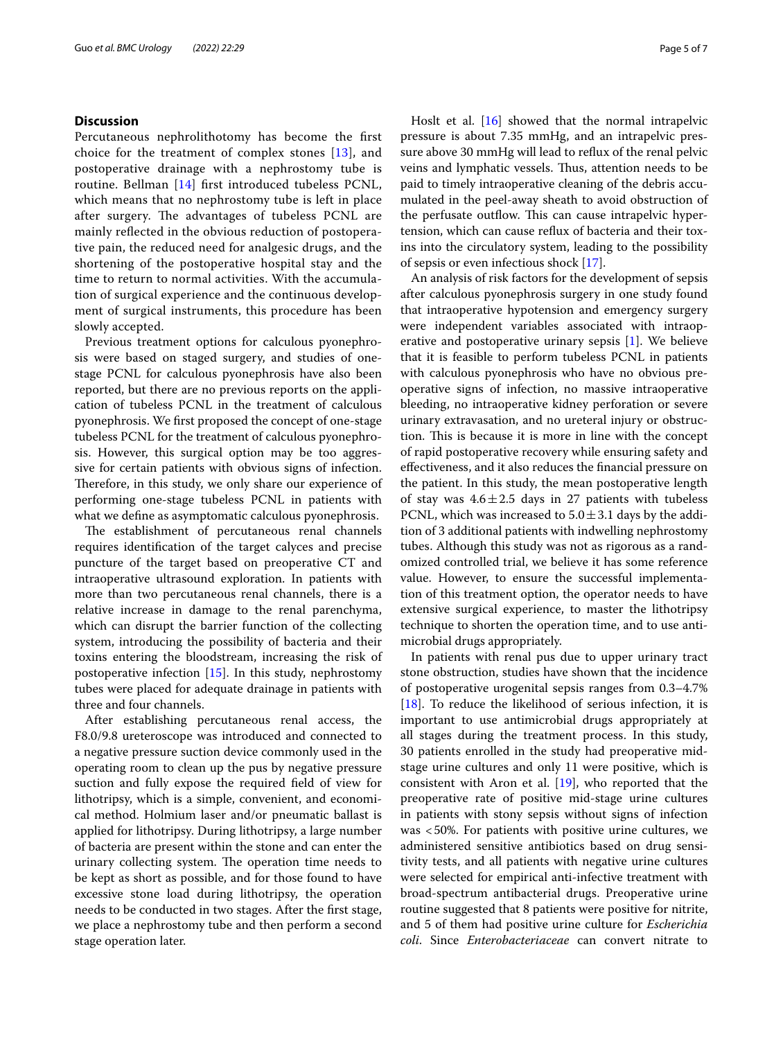## Discussion

Percutaneous nephrolithotomy has become the first choice for the treatment of complex stones [13], and postoperative drainage with a nephrostomy tube is routine. Bellman [14] first introduced tubeless PCNL, which means that no nephrostomy tube is left in place after surgery. The advantages of tubeless PCNL are mainly reflected in the obvious reduction of postoperative pain, the reduced need for analgesic drugs, and the shortening of the postoperative hospital stay and the time to return to normal activities. With the accumulation of surgical experience and the continuous development of surgical instruments, this procedure has been slowly accepted.

Previous treatment options for calculous pyonephrosis were based on staged surgery, and studies of one-stage PCNL for calculous pyonephrosis have also been reported, but there are no previous reports on the application of tubeless PCNL in the treatment of calculous pyonephrosis. We first proposed the concept of one-stage tubeless PCNL for the treatment of calculous pyonephrosis. However, this surgical option may be too aggressive for certain patients with obvious signs of infection. Therefore, in this study, we only share our experience of performing one-stage tubeless PCNL in patients with what we define as asymptomatic calculous pyonephrosis.

The establishment of percutaneous renal channels requires identification of the target calyces and precise puncture of the target based on preoperative CT and intraoperative ultrasound exploration. In patients with more than two percutaneous renal channels, there is a relative increase in damage to the renal parenchyma, which can disrupt the barrier function of the collecting system, introducing the possibility of bacteria and their toxins entering the bloodstream, increasing the risk of postoperative infection [15]. In this study, nephrostomy tubes were placed for adequate drainage in patients with three and four channels.

After establishing percutaneous renal access, the F8.0/9.8 ureteroscope was introduced and connected to a negative pressure suction device commonly used in the operating room to clean up the pus by negative pressure suction and fully expose the required field of view for lithotripsy, which is a simple, convenient, and economical method. Holmium laser and/or pneumatic ballast is applied for lithotripsy. During lithotripsy, a large number of bacteria are present within the stone and can enter the urinary collecting system. The operation time needs to be kept as short as possible, and for those found to have excessive stone load during lithotripsy, the operation needs to be conducted in two stages. After the first stage, we place a nephrostomy tube and then perform a second stage operation later.

Hoslt et al. [16] showed that the normal intrapelvic pressure is about 7.35 mmHg, and an intrapelvic pressure above 30 mmHg will lead to reflux of the renal pelvic veins and lymphatic vessels. Thus, attention needs to be paid to timely intraoperative cleaning of the debris accumulated in the peel-away sheath to avoid obstruction of the perfusate outflow. This can cause intrapelvic hypertension, which can cause reflux of bacteria and their toxins into the circulatory system, leading to the possibility of sepsis or even infectious shock [17].

An analysis of risk factors for the development of sepsis after calculous pyonephrosis surgery in one study found that intraoperative hypotension and emergency surgery were independent variables associated with intraoperative and postoperative urinary sepsis [1]. We believe that it is feasible to perform tubeless PCNL in patients with calculous pyonephrosis who have no obvious preoperative signs of infection, no massive intraoperative bleeding, no intraoperative kidney perforation or severe urinary extravasation, and no ureteral injury or obstruction. This is because it is more in line with the concept of rapid postoperative recovery while ensuring safety and effectiveness, and it also reduces the financial pressure on the patient. In this study, the mean postoperative length of stay was $4.6 \pm 2.5$ days in 27 patients with tubeless PCNL, which was increased to $5.0 \pm 3.1$ days by the addition of 3 additional patients with indwelling nephrostomy tubes. Although this study was not as rigorous as a randomized controlled trial, we believe it has some reference value. However, to ensure the successful implementation of this treatment option, the operator needs to have extensive surgical experience, to master the lithotripsy technique to shorten the operation time, and to use antimicrobial drugs appropriately.

In patients with renal pus due to upper urinary tract stone obstruction, studies have shown that the incidence of postoperative urogenital sepsis ranges from 0.3–4.7% [18]. To reduce the likelihood of serious infection, it is important to use antimicrobial drugs appropriately at all stages during the treatment process. In this study, 30 patients enrolled in the study had preoperative mid-stage urine cultures and only 11 were positive, which is consistent with Aron et al. [19], who reported that the preoperative rate of positive mid-stage urine cultures in patients with stony sepsis without signs of infection was <50%. For patients with positive urine cultures, we administered sensitive antibiotics based on drug sensitivity tests, and all patients with negative urine cultures were selected for empirical anti-infective treatment with broad-spectrum antibacterial drugs. Preoperative urine routine suggested that 8 patients were positive for nitrite, and 5 of them had positive urine culture for *Escherichia coli*. Since *Enterobacteriaceae* can convert nitrate to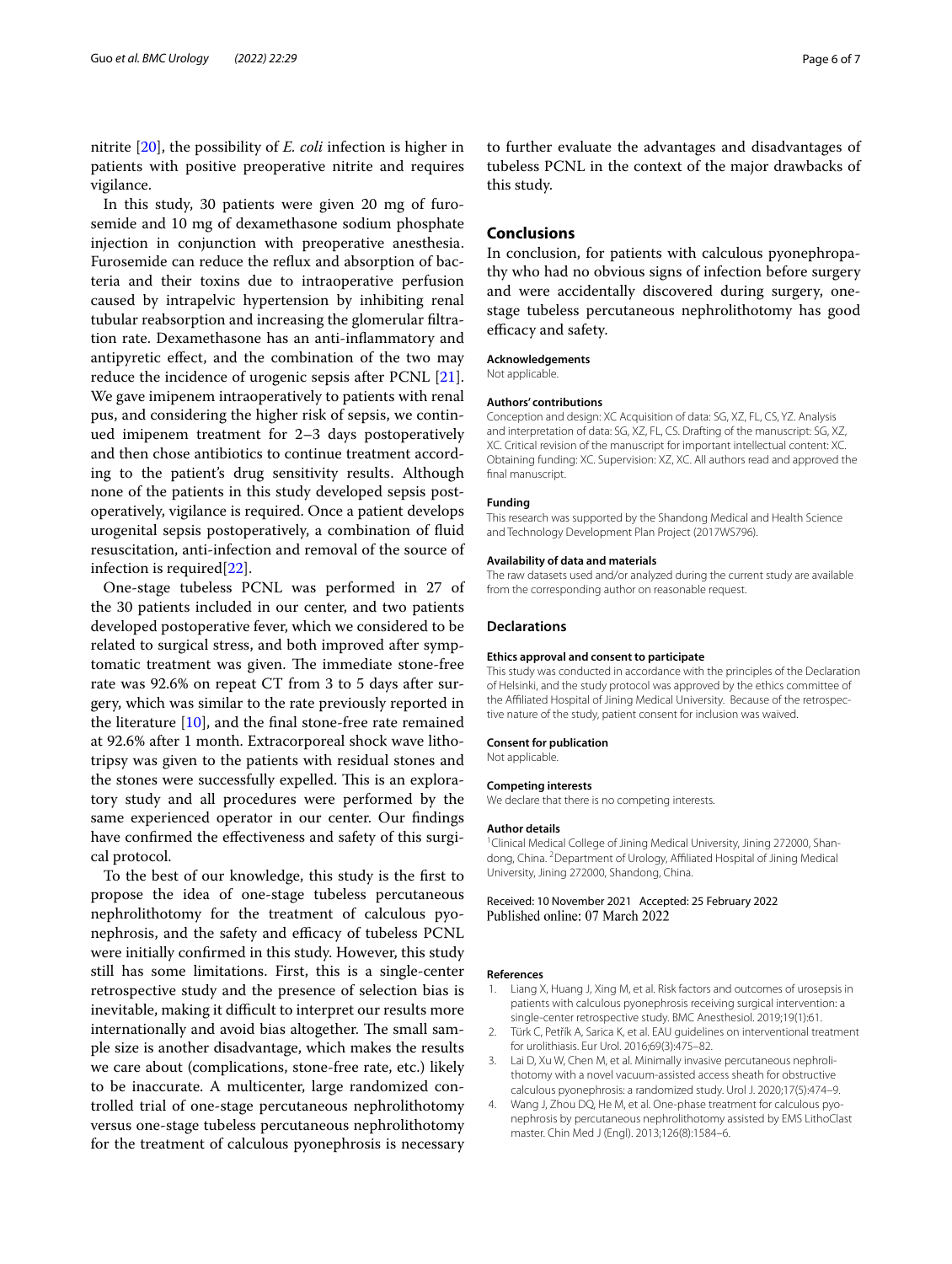nitrite [20], the possibility of *E. coli* infection is higher in patients with positive preoperative nitrite and requires vigilance.

In this study, 30 patients were given 20 mg of furosemide and 10 mg of dexamethasone sodium phosphate injection in conjunction with preoperative anesthesia. Furosemide can reduce the reflux and absorption of bacteria and their toxins due to intraoperative perfusion caused by intrapelvic hypertension by inhibiting renal tubular reabsorption and increasing the glomerular filtration rate. Dexamethasone has an anti-inflammatory and antipyretic effect, and the combination of the two may reduce the incidence of urogenic sepsis after PCNL [21]. We gave imipenem intraoperatively to patients with renal pus, and considering the higher risk of sepsis, we continued imipenem treatment for 2–3 days postoperatively and then chose antibiotics to continue treatment according to the patient's drug sensitivity results. Although none of the patients in this study developed sepsis postoperatively, vigilance is required. Once a patient develops urogenital sepsis postoperatively, a combination of fluid resuscitation, anti-infection and removal of the source of infection is required[22].

One-stage tubeless PCNL was performed in 27 of the 30 patients included in our center, and two patients developed postoperative fever, which we considered to be related to surgical stress, and both improved after symptomatic treatment was given. The immediate stone-free rate was 92.6% on repeat CT from 3 to 5 days after surgery, which was similar to the rate previously reported in the literature [10], and the final stone-free rate remained at 92.6% after 1 month. Extracorporeal shock wave lithotripsy was given to the patients with residual stones and the stones were successfully expelled. This is an exploratory study and all procedures were performed by the same experienced operator in our center. Our findings have confirmed the effectiveness and safety of this surgical protocol.

To the best of our knowledge, this study is the first to propose the idea of one-stage tubeless percutaneous nephrolithotomy for the treatment of calculous pyonephrosis, and the safety and efficacy of tubeless PCNL were initially confirmed in this study. However, this study still has some limitations. First, this is a single-center retrospective study and the presence of selection bias is inevitable, making it difficult to interpret our results more internationally and avoid bias altogether. The small sample size is another disadvantage, which makes the results we care about (complications, stone-free rate, etc.) likely to be inaccurate. A multicenter, large randomized controlled trial of one-stage percutaneous nephrolithotomy versus one-stage tubeless percutaneous nephrolithotomy for the treatment of calculous pyonephrosis is necessary to further evaluate the advantages and disadvantages of tubeless PCNL in the context of the major drawbacks of this study.

## Conclusions

In conclusion, for patients with calculous pyonephropathy who had no obvious signs of infection before surgery and were accidentally discovered during surgery, one-stage tubeless percutaneous nephrolithotomy has good efficacy and safety.

#### Acknowledgements

Not applicable.

#### Authors' contributions

Conception and design: XC Acquisition of data: SG, XZ, FL, CS, YZ. Analysis and interpretation of data: SG, XZ, FL, CS. Drafting of the manuscript: SG, XZ, XC. Critical revision of the manuscript for important intellectual content: XC. Obtaining funding: XC. Supervision: XZ, XC. All authors read and approved the final manuscript.

#### Funding

This research was supported by the Shandong Medical and Health Science and Technology Development Plan Project (2017WS796).

#### Availability of data and materials

The raw datasets used and/or analyzed during the current study are available from the corresponding author on reasonable request.

### Declarations

#### Ethics approval and consent to participate

This study was conducted in accordance with the principles of the Declaration of Helsinki, and the study protocol was approved by the ethics committee of the Affiliated Hospital of Jining Medical University. Because of the retrospective nature of the study, patient consent for inclusion was waived.

#### Consent for publication

Not applicable.

#### Competing interests

We declare that there is no competing interests.

#### Author details

[1]Clinical Medical College of Jining Medical University, Jining 272000, Shandong, China. [2]Department of Urology, Affiliated Hospital of Jining Medical University, Jining 272000, Shandong, China.

Received: 10 November 2021 Accepted: 25 February 2022
Published online: 07 March 2022

#### References

1. Liang X, Huang J, Xing M, et al. Risk factors and outcomes of urosepsis in patients with calculous pyonephrosis receiving surgical intervention: a single-center retrospective study. BMC Anesthesiol. 2019;19(1):61.
2. Türk C, Petřík A, Sarica K, et al. EAU guidelines on interventional treatment for urolithiasis. Eur Urol. 2016;69(3):475–82.
3. Lai D, Xu W, Chen M, et al. Minimally invasive percutaneous nephrolithotomy with a novel vacuum-assisted access sheath for obstructive calculous pyonephrosis: a randomized study. Urol J. 2020;17(5):474–9.
4. Wang J, Zhou DQ, He M, et al. One-phase treatment for calculous pyonephrosis by percutaneous nephrolithotomy assisted by EMS LithoClast master. Chin Med J (Engl). 2013;126(8):1584–6.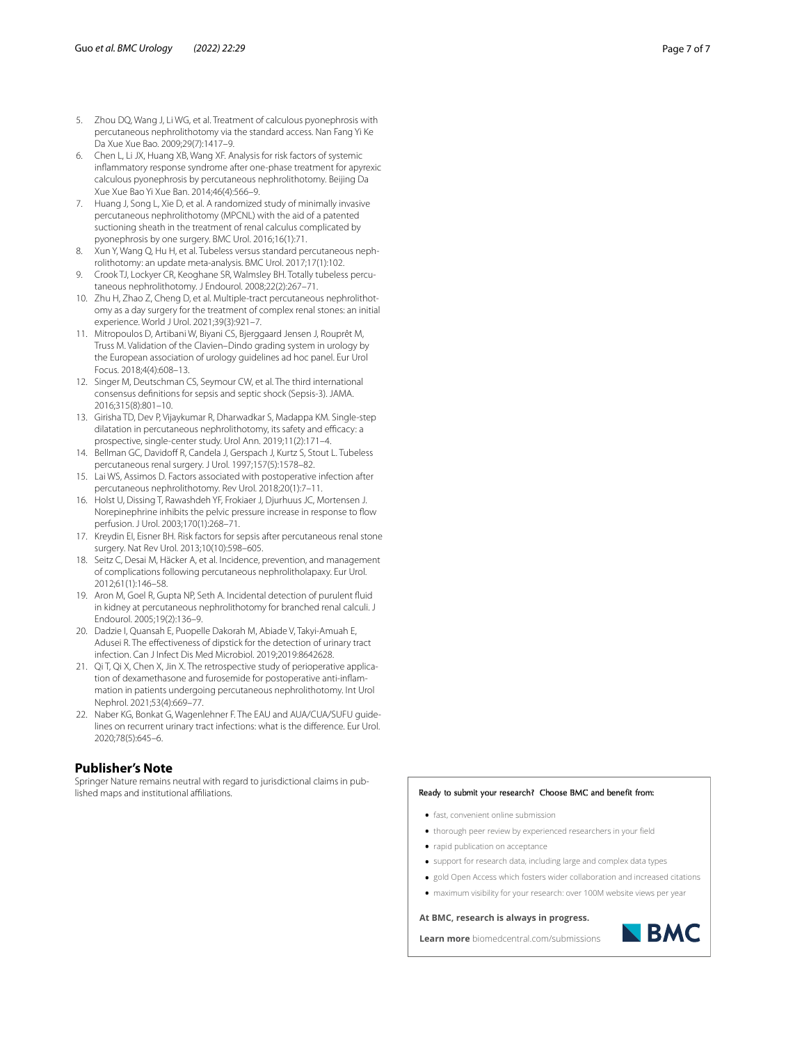5. Zhou DQ, Wang J, Li WG, et al. Treatment of calculous pyonephrosis with percutaneous nephrolithotomy via the standard access. Nan Fang Yi Ke Da Xue Xue Bao. 2009;29(7):1417–9.
6. Chen L, Li JX, Huang XB, Wang XF. Analysis for risk factors of systemic inflammatory response syndrome after one-phase treatment for apyrexic calculous pyonephrosis by percutaneous nephrolithotomy. Beijing Da Xue Xue Bao Yi Xue Ban. 2014;46(4):566–9.
7. Huang J, Song L, Xie D, et al. A randomized study of minimally invasive percutaneous nephrolithotomy (MPCNL) with the aid of a patented suctioning sheath in the treatment of renal calculus complicated by pyonephrosis by one surgery. BMC Urol. 2016;16(1):71.
8. Xun Y, Wang Q, Hu H, et al. Tubeless versus standard percutaneous nephrolithotomy: an update meta-analysis. BMC Urol. 2017;17(1):102.
9. Crook TJ, Lockyer CR, Keoghane SR, Walmsley BH. Totally tubeless percutaneous nephrolithotomy. J Endourol. 2008;22(2):267–71.
10. Zhu H, Zhao Z, Cheng D, et al. Multiple-tract percutaneous nephrolithotomy as a day surgery for the treatment of complex renal stones: an initial experience. World J Urol. 2021;39(3):921–7.
11. Mitropoulos D, Artibani W, Biyani CS, Bjerggaard Jensen J, Rouprêt M, Truss M. Validation of the Clavien–Dindo grading system in urology by the European association of urology guidelines ad hoc panel. Eur Urol Focus. 2018;4(4):608–13.
12. Singer M, Deutschman CS, Seymour CW, et al. The third international consensus definitions for sepsis and septic shock (Sepsis-3). JAMA. 2016;315(8):801–10.
13. Girisha TD, Dev P, Vijaykumar R, Dharwadkar S, Madappa KM. Single-step dilatation in percutaneous nephrolithotomy, its safety and efficacy: a prospective, single-center study. Urol Ann. 2019;11(2):171–4.
14. Bellman GC, Davidoff R, Candela J, Gerspach J, Kurtz S, Stout L. Tubeless percutaneous renal surgery. J Urol. 1997;157(5):1578–82.
15. Lai WS, Assimos D. Factors associated with postoperative infection after percutaneous nephrolithotomy. Rev Urol. 2018;20(1):7–11.
16. Holst U, Dissing T, Rawashdeh YF, Frokiaer J, Djurhuus JC, Mortensen J. Norepinephrine inhibits the pelvic pressure increase in response to flow perfusion. J Urol. 2003;170(1):268–71.
17. Kreydin EI, Eisner BH. Risk factors for sepsis after percutaneous renal stone surgery. Nat Rev Urol. 2013;10(10):598–605.
18. Seitz C, Desai M, Häcker A, et al. Incidence, prevention, and management of complications following percutaneous nephrolitholapaxy. Eur Urol. 2012;61(1):146–58.
19. Aron M, Goel R, Gupta NP, Seth A. Incidental detection of purulent fluid in kidney at percutaneous nephrolithotomy for branched renal calculi. J Endourol. 2005;19(2):136–9.
20. Dadzie I, Quansah E, Puopelle Dakorah M, Abiade V, Takyi-Amuah E, Adusei R. The effectiveness of dipstick for the detection of urinary tract infection. Can J Infect Dis Med Microbiol. 2019;2019:8642628.
21. Qi T, Qi X, Chen X, Jin X. The retrospective study of perioperative application of dexamethasone and furosemide for postoperative anti-inflammation in patients undergoing percutaneous nephrolithotomy. Int Urol Nephrol. 2021;53(4):669–77.
22. Naber KG, Bonkat G, Wagenlehner F. The EAU and AUA/CUA/SUFU guidelines on recurrent urinary tract infections: what is the difference. Eur Urol. 2020;78(5):645–6.

## Publisher's Note

Springer Nature remains neutral with regard to jurisdictional claims in published maps and institutional affiliations.

Ready to submit your research? Choose BMC and benefit from:

- fast, convenient online submission
- thorough peer review by experienced researchers in your field
- rapid publication on acceptance
- support for research data, including large and complex data types
- gold Open Access which fosters wider collaboration and increased citations
- maximum visibility for your research: over 100M website views per year

**At BMC, research is always in progress.**

**Learn more** biomedcentral.com/submissions